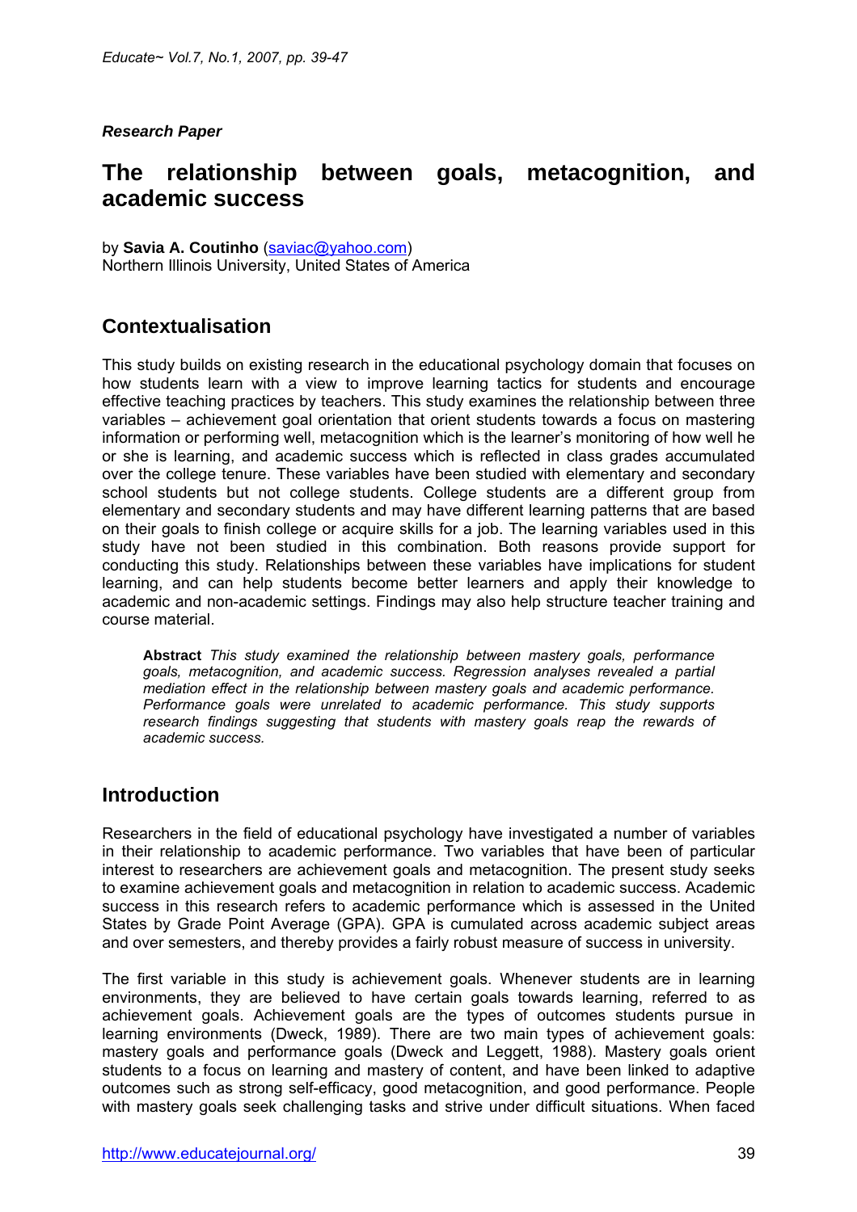*Research Paper*

# The relationship between goals, metacognition, and academic success

by **Savia A. Coutinho** (saviac@yahoo.com)
Northern Illinois University, United States of America

## Contextualisation

This study builds on existing research in the educational psychology domain that focuses on how students learn with a view to improve learning tactics for students and encourage effective teaching practices by teachers. This study examines the relationship between three variables – achievement goal orientation that orient students towards a focus on mastering information or performing well, metacognition which is the learner's monitoring of how well he or she is learning, and academic success which is reflected in class grades accumulated over the college tenure. These variables have been studied with elementary and secondary school students but not college students. College students are a different group from elementary and secondary students and may have different learning patterns that are based on their goals to finish college or acquire skills for a job. The learning variables used in this study have not been studied in this combination. Both reasons provide support for conducting this study. Relationships between these variables have implications for student learning, and can help students become better learners and apply their knowledge to academic and non-academic settings. Findings may also help structure teacher training and course material.

> **Abstract** *This study examined the relationship between mastery goals, performance goals, metacognition, and academic success. Regression analyses revealed a partial mediation effect in the relationship between mastery goals and academic performance. Performance goals were unrelated to academic performance. This study supports research findings suggesting that students with mastery goals reap the rewards of academic success.*

## Introduction

Researchers in the field of educational psychology have investigated a number of variables in their relationship to academic performance. Two variables that have been of particular interest to researchers are achievement goals and metacognition. The present study seeks to examine achievement goals and metacognition in relation to academic success. Academic success in this research refers to academic performance which is assessed in the United States by Grade Point Average (GPA). GPA is cumulated across academic subject areas and over semesters, and thereby provides a fairly robust measure of success in university.

The first variable in this study is achievement goals. Whenever students are in learning environments, they are believed to have certain goals towards learning, referred to as achievement goals. Achievement goals are the types of outcomes students pursue in learning environments (Dweck, 1989). There are two main types of achievement goals: mastery goals and performance goals (Dweck and Leggett, 1988). Mastery goals orient students to a focus on learning and mastery of content, and have been linked to adaptive outcomes such as strong self-efficacy, good metacognition, and good performance. People with mastery goals seek challenging tasks and strive under difficult situations. When faced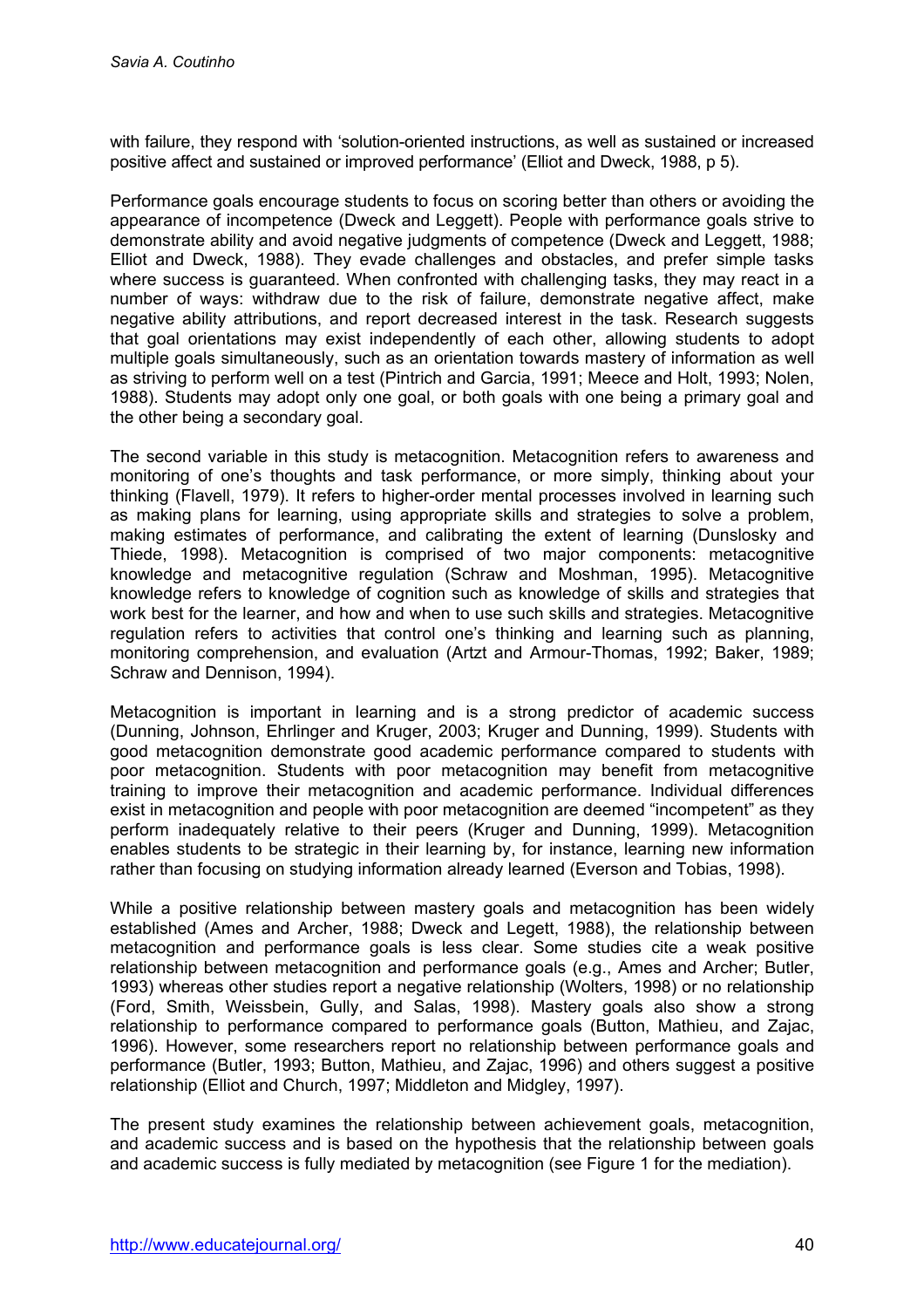with failure, they respond with 'solution-oriented instructions, as well as sustained or increased positive affect and sustained or improved performance' (Elliot and Dweck, 1988, p 5).

Performance goals encourage students to focus on scoring better than others or avoiding the appearance of incompetence (Dweck and Leggett). People with performance goals strive to demonstrate ability and avoid negative judgments of competence (Dweck and Leggett, 1988; Elliot and Dweck, 1988). They evade challenges and obstacles, and prefer simple tasks where success is guaranteed. When confronted with challenging tasks, they may react in a number of ways: withdraw due to the risk of failure, demonstrate negative affect, make negative ability attributions, and report decreased interest in the task. Research suggests that goal orientations may exist independently of each other, allowing students to adopt multiple goals simultaneously, such as an orientation towards mastery of information as well as striving to perform well on a test (Pintrich and Garcia, 1991; Meece and Holt, 1993; Nolen, 1988). Students may adopt only one goal, or both goals with one being a primary goal and the other being a secondary goal.

The second variable in this study is metacognition. Metacognition refers to awareness and monitoring of one's thoughts and task performance, or more simply, thinking about your thinking (Flavell, 1979). It refers to higher-order mental processes involved in learning such as making plans for learning, using appropriate skills and strategies to solve a problem, making estimates of performance, and calibrating the extent of learning (Dunslosky and Thiede, 1998). Metacognition is comprised of two major components: metacognitive knowledge and metacognitive regulation (Schraw and Moshman, 1995). Metacognitive knowledge refers to knowledge of cognition such as knowledge of skills and strategies that work best for the learner, and how and when to use such skills and strategies. Metacognitive regulation refers to activities that control one's thinking and learning such as planning, monitoring comprehension, and evaluation (Artzt and Armour-Thomas, 1992; Baker, 1989; Schraw and Dennison, 1994).

Metacognition is important in learning and is a strong predictor of academic success (Dunning, Johnson, Ehrlinger and Kruger, 2003; Kruger and Dunning, 1999). Students with good metacognition demonstrate good academic performance compared to students with poor metacognition. Students with poor metacognition may benefit from metacognitive training to improve their metacognition and academic performance. Individual differences exist in metacognition and people with poor metacognition are deemed "incompetent" as they perform inadequately relative to their peers (Kruger and Dunning, 1999). Metacognition enables students to be strategic in their learning by, for instance, learning new information rather than focusing on studying information already learned (Everson and Tobias, 1998).

While a positive relationship between mastery goals and metacognition has been widely established (Ames and Archer, 1988; Dweck and Legett, 1988), the relationship between metacognition and performance goals is less clear. Some studies cite a weak positive relationship between metacognition and performance goals (e.g., Ames and Archer; Butler, 1993) whereas other studies report a negative relationship (Wolters, 1998) or no relationship (Ford, Smith, Weissbein, Gully, and Salas, 1998). Mastery goals also show a strong relationship to performance compared to performance goals (Button, Mathieu, and Zajac, 1996). However, some researchers report no relationship between performance goals and performance (Butler, 1993; Button, Mathieu, and Zajac, 1996) and others suggest a positive relationship (Elliot and Church, 1997; Middleton and Midgley, 1997).

The present study examines the relationship between achievement goals, metacognition, and academic success and is based on the hypothesis that the relationship between goals and academic success is fully mediated by metacognition (see Figure 1 for the mediation).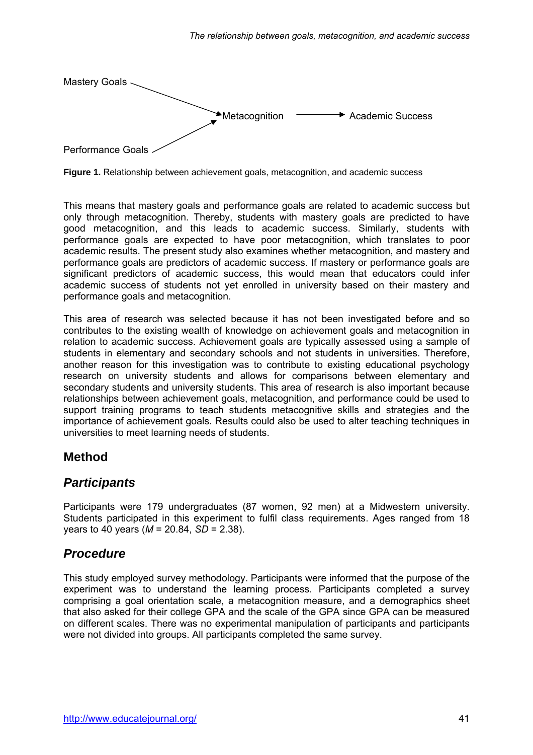Mastery Goals → Metacognition → Academic Success

Performance Goals → Metacognition

**Figure 1.** Relationship between achievement goals, metacognition, and academic success

This means that mastery goals and performance goals are related to academic success but only through metacognition. Thereby, students with mastery goals are predicted to have good metacognition, and this leads to academic success. Similarly, students with performance goals are expected to have poor metacognition, which translates to poor academic results. The present study also examines whether metacognition, and mastery and performance goals are predictors of academic success. If mastery or performance goals are significant predictors of academic success, this would mean that educators could infer academic success of students not yet enrolled in university based on their mastery and performance goals and metacognition.

This area of research was selected because it has not been investigated before and so contributes to the existing wealth of knowledge on achievement goals and metacognition in relation to academic success. Achievement goals are typically assessed using a sample of students in elementary and secondary schools and not students in universities. Therefore, another reason for this investigation was to contribute to existing educational psychology research on university students and allows for comparisons between elementary and secondary students and university students. This area of research is also important because relationships between achievement goals, metacognition, and performance could be used to support training programs to teach students metacognitive skills and strategies and the importance of achievement goals. Results could also be used to alter teaching techniques in universities to meet learning needs of students.

## Method

### *Participants*

Participants were 179 undergraduates (87 women, 92 men) at a Midwestern university. Students participated in this experiment to fulfil class requirements. Ages ranged from 18 years to 40 years ($M$ = 20.84, $SD$ = 2.38).

### *Procedure*

This study employed survey methodology. Participants were informed that the purpose of the experiment was to understand the learning process. Participants completed a survey comprising a goal orientation scale, a metacognition measure, and a demographics sheet that also asked for their college GPA and the scale of the GPA since GPA can be measured on different scales. There was no experimental manipulation of participants and participants were not divided into groups. All participants completed the same survey.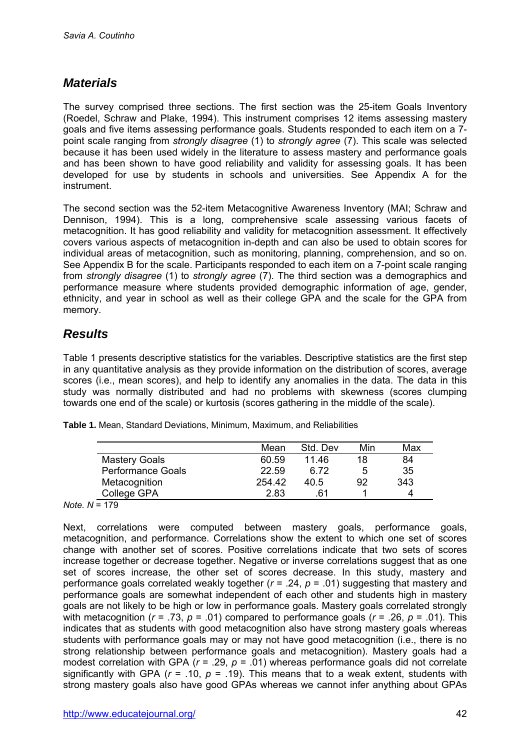## *Materials*

The survey comprised three sections. The first section was the 25-item Goals Inventory (Roedel, Schraw and Plake, 1994). This instrument comprises 12 items assessing mastery goals and five items assessing performance goals. Students responded to each item on a 7-point scale ranging from *strongly disagree* (1) to *strongly agree* (7). This scale was selected because it has been used widely in the literature to assess mastery and performance goals and has been shown to have good reliability and validity for assessing goals. It has been developed for use by students in schools and universities. See Appendix A for the instrument.

The second section was the 52-item Metacognitive Awareness Inventory (MAI; Schraw and Dennison, 1994). This is a long, comprehensive scale assessing various facets of metacognition. It has good reliability and validity for metacognition assessment. It effectively covers various aspects of metacognition in-depth and can also be used to obtain scores for individual areas of metacognition, such as monitoring, planning, comprehension, and so on. See Appendix B for the scale. Participants responded to each item on a 7-point scale ranging from *strongly disagree* (1) to *strongly agree* (7). The third section was a demographics and performance measure where students provided demographic information of age, gender, ethnicity, and year in school as well as their college GPA and the scale for the GPA from memory.

## *Results*

Table 1 presents descriptive statistics for the variables. Descriptive statistics are the first step in any quantitative analysis as they provide information on the distribution of scores, average scores (i.e., mean scores), and help to identify any anomalies in the data. The data in this study was normally distributed and had no problems with skewness (scores clumping towards one end of the scale) or kurtosis (scores gathering in the middle of the scale).

**Table 1.** Mean, Standard Deviations, Minimum, Maximum, and Reliabilities

| | Mean | Std. Dev | Min | Max |
|---|---|---|---|---|
| Mastery Goals | 60.59 | 11.46 | 18 | 84 |
| Performance Goals | 22.59 | 6.72 | 5 | 35 |
| Metacognition | 254.42 | 40.5 | 92 | 343 |
| College GPA | 2.83 | .61 | 1 | 4 |

*Note.* $N = 179$

Next, correlations were computed between mastery goals, performance goals, metacognition, and performance. Correlations show the extent to which one set of scores change with another set of scores. Positive correlations indicate that two sets of scores increase together or decrease together. Negative or inverse correlations suggest that as one set of scores increase, the other set of scores decrease. In this study, mastery and performance goals correlated weakly together ($r = .24$, $p = .01$) suggesting that mastery and performance goals are somewhat independent of each other and students high in mastery goals are not likely to be high or low in performance goals. Mastery goals correlated strongly with metacognition ($r = .73$, $p = .01$) compared to performance goals ($r = .26$, $p = .01$). This indicates that as students with good metacognition also have strong mastery goals whereas students with performance goals may or may not have good metacognition (i.e., there is no strong relationship between performance goals and metacognition). Mastery goals had a modest correlation with GPA ($r = .29$, $p = .01$) whereas performance goals did not correlate significantly with GPA ($r = .10$, $p = .19$). This means that to a weak extent, students with strong mastery goals also have good GPAs whereas we cannot infer anything about GPAs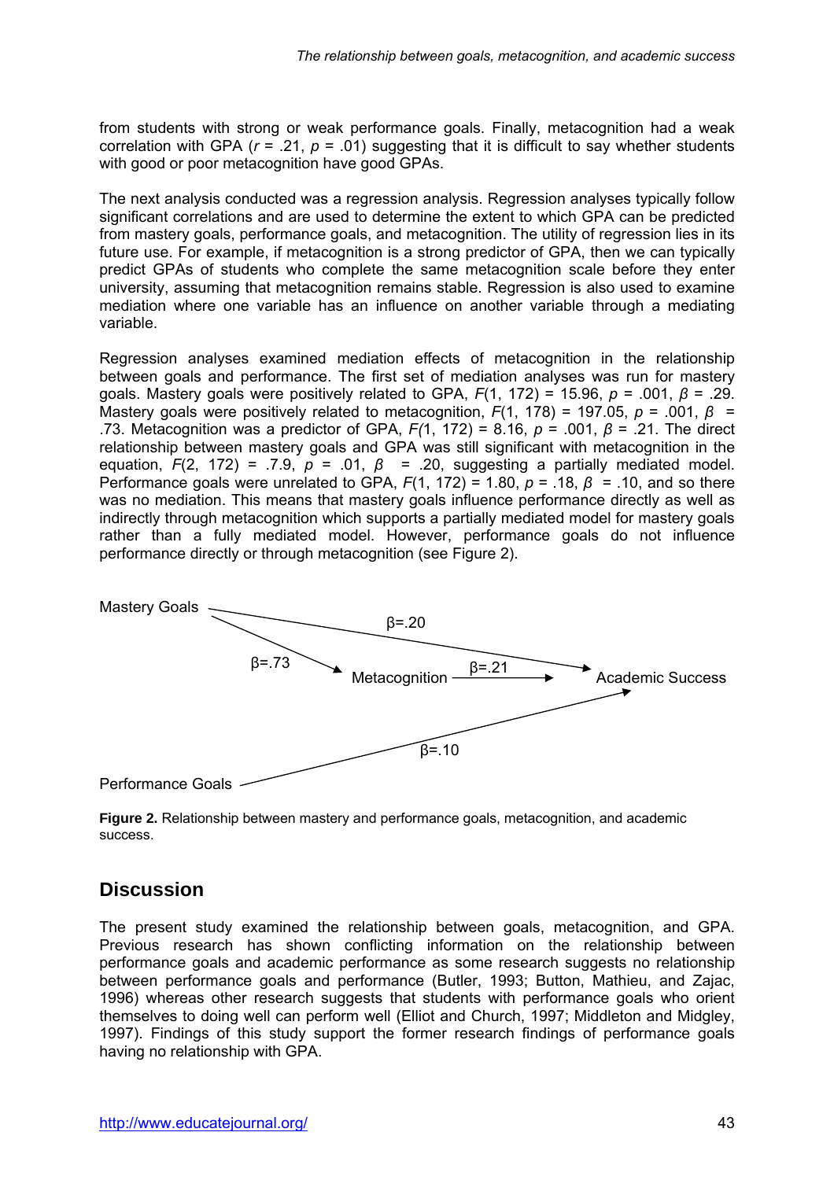from students with strong or weak performance goals. Finally, metacognition had a weak correlation with GPA ($r$ = .21, $p$ = .01) suggesting that it is difficult to say whether students with good or poor metacognition have good GPAs.

The next analysis conducted was a regression analysis. Regression analyses typically follow significant correlations and are used to determine the extent to which GPA can be predicted from mastery goals, performance goals, and metacognition. The utility of regression lies in its future use. For example, if metacognition is a strong predictor of GPA, then we can typically predict GPAs of students who complete the same metacognition scale before they enter university, assuming that metacognition remains stable. Regression is also used to examine mediation where one variable has an influence on another variable through a mediating variable.

Regression analyses examined mediation effects of metacognition in the relationship between goals and performance. The first set of mediation analyses was run for mastery goals. Mastery goals were positively related to GPA, $F(1, 172) = 15.96$, $p = .001$, $\beta = .29$. Mastery goals were positively related to metacognition, $F(1, 178) = 197.05$, $p = .001$, $\beta = .73$. Metacognition was a predictor of GPA, $F(1, 172) = 8.16$, $p = .001$, $\beta = .21$. The direct relationship between mastery goals and GPA was still significant with metacognition in the equation, $F(2, 172) = .7.9$, $p = .01$, $\beta = .20$, suggesting a partially mediated model. Performance goals were unrelated to GPA, $F(1, 172) = 1.80$, $p = .18$, $\beta = .10$, and so there was no mediation. This means that mastery goals influence performance directly as well as indirectly through metacognition which supports a partially mediated model for mastery goals rather than a fully mediated model. However, performance goals do not influence performance directly or through metacognition (see Figure 2).

```
Mastery Goals ──────────────────── β=.20 ──────────────────────► Academic Success
      \                                                              ▲
       \ β=.73                                                       │
        ►  Metacognition ───── β=.21 ─────►                          │
                                                                     │
Performance Goals ──────────────── β=.10 ────────────────────────────┘
```

**Figure 2.** Relationship between mastery and performance goals, metacognition, and academic success.

## Discussion

The present study examined the relationship between goals, metacognition, and GPA. Previous research has shown conflicting information on the relationship between performance goals and academic performance as some research suggests no relationship between performance goals and performance (Butler, 1993; Button, Mathieu, and Zajac, 1996) whereas other research suggests that students with performance goals who orient themselves to doing well can perform well (Elliot and Church, 1997; Middleton and Midgley, 1997). Findings of this study support the former research findings of performance goals having no relationship with GPA.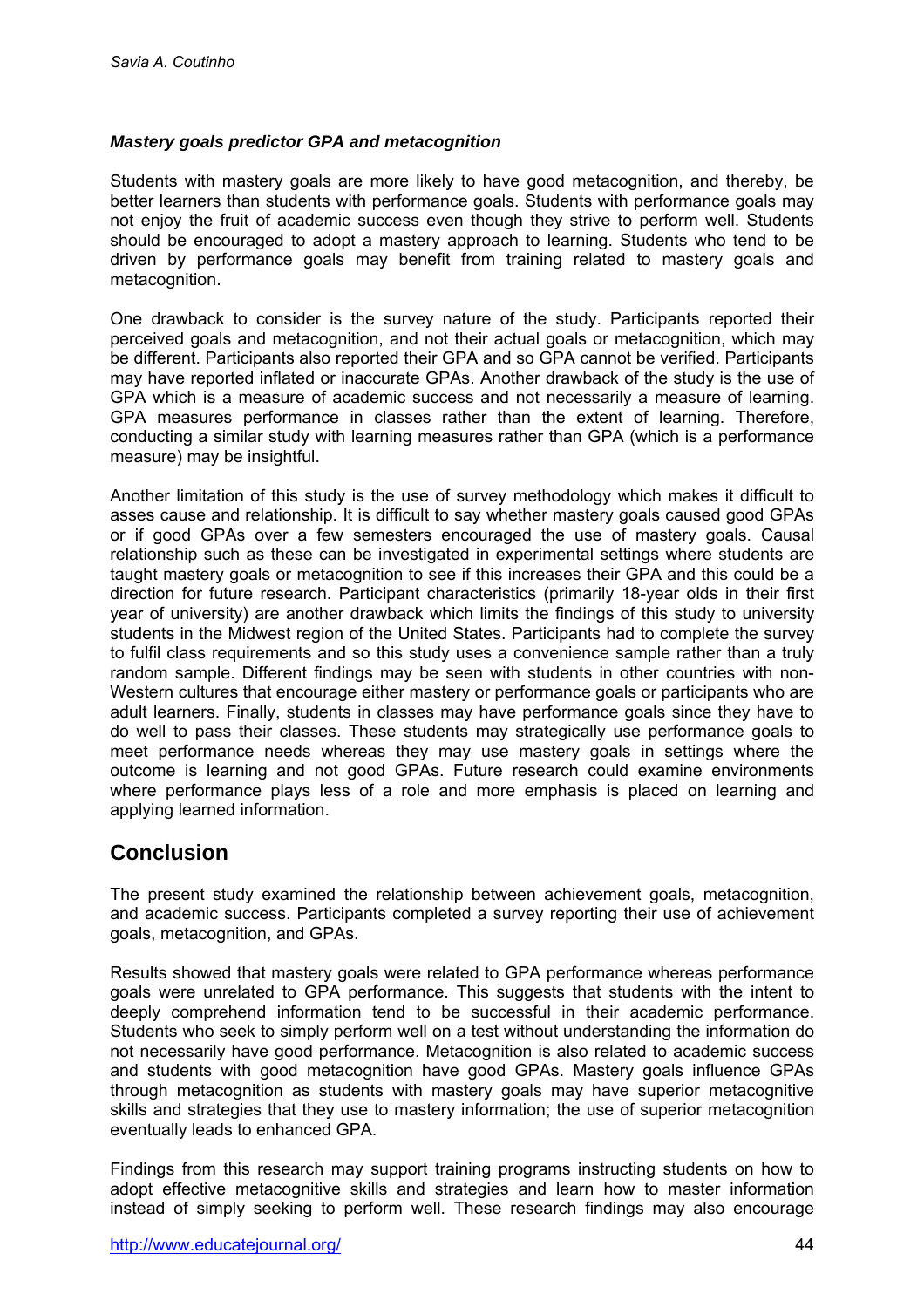### *Mastery goals predictor GPA and metacognition*

Students with mastery goals are more likely to have good metacognition, and thereby, be better learners than students with performance goals. Students with performance goals may not enjoy the fruit of academic success even though they strive to perform well. Students should be encouraged to adopt a mastery approach to learning. Students who tend to be driven by performance goals may benefit from training related to mastery goals and metacognition.

One drawback to consider is the survey nature of the study. Participants reported their perceived goals and metacognition, and not their actual goals or metacognition, which may be different. Participants also reported their GPA and so GPA cannot be verified. Participants may have reported inflated or inaccurate GPAs. Another drawback of the study is the use of GPA which is a measure of academic success and not necessarily a measure of learning. GPA measures performance in classes rather than the extent of learning. Therefore, conducting a similar study with learning measures rather than GPA (which is a performance measure) may be insightful.

Another limitation of this study is the use of survey methodology which makes it difficult to asses cause and relationship. It is difficult to say whether mastery goals caused good GPAs or if good GPAs over a few semesters encouraged the use of mastery goals. Causal relationship such as these can be investigated in experimental settings where students are taught mastery goals or metacognition to see if this increases their GPA and this could be a direction for future research. Participant characteristics (primarily 18-year olds in their first year of university) are another drawback which limits the findings of this study to university students in the Midwest region of the United States. Participants had to complete the survey to fulfil class requirements and so this study uses a convenience sample rather than a truly random sample. Different findings may be seen with students in other countries with non-Western cultures that encourage either mastery or performance goals or participants who are adult learners. Finally, students in classes may have performance goals since they have to do well to pass their classes. These students may strategically use performance goals to meet performance needs whereas they may use mastery goals in settings where the outcome is learning and not good GPAs. Future research could examine environments where performance plays less of a role and more emphasis is placed on learning and applying learned information.

## Conclusion

The present study examined the relationship between achievement goals, metacognition, and academic success. Participants completed a survey reporting their use of achievement goals, metacognition, and GPAs.

Results showed that mastery goals were related to GPA performance whereas performance goals were unrelated to GPA performance. This suggests that students with the intent to deeply comprehend information tend to be successful in their academic performance. Students who seek to simply perform well on a test without understanding the information do not necessarily have good performance. Metacognition is also related to academic success and students with good metacognition have good GPAs. Mastery goals influence GPAs through metacognition as students with mastery goals may have superior metacognitive skills and strategies that they use to mastery information; the use of superior metacognition eventually leads to enhanced GPA.

Findings from this research may support training programs instructing students on how to adopt effective metacognitive skills and strategies and learn how to master information instead of simply seeking to perform well. These research findings may also encourage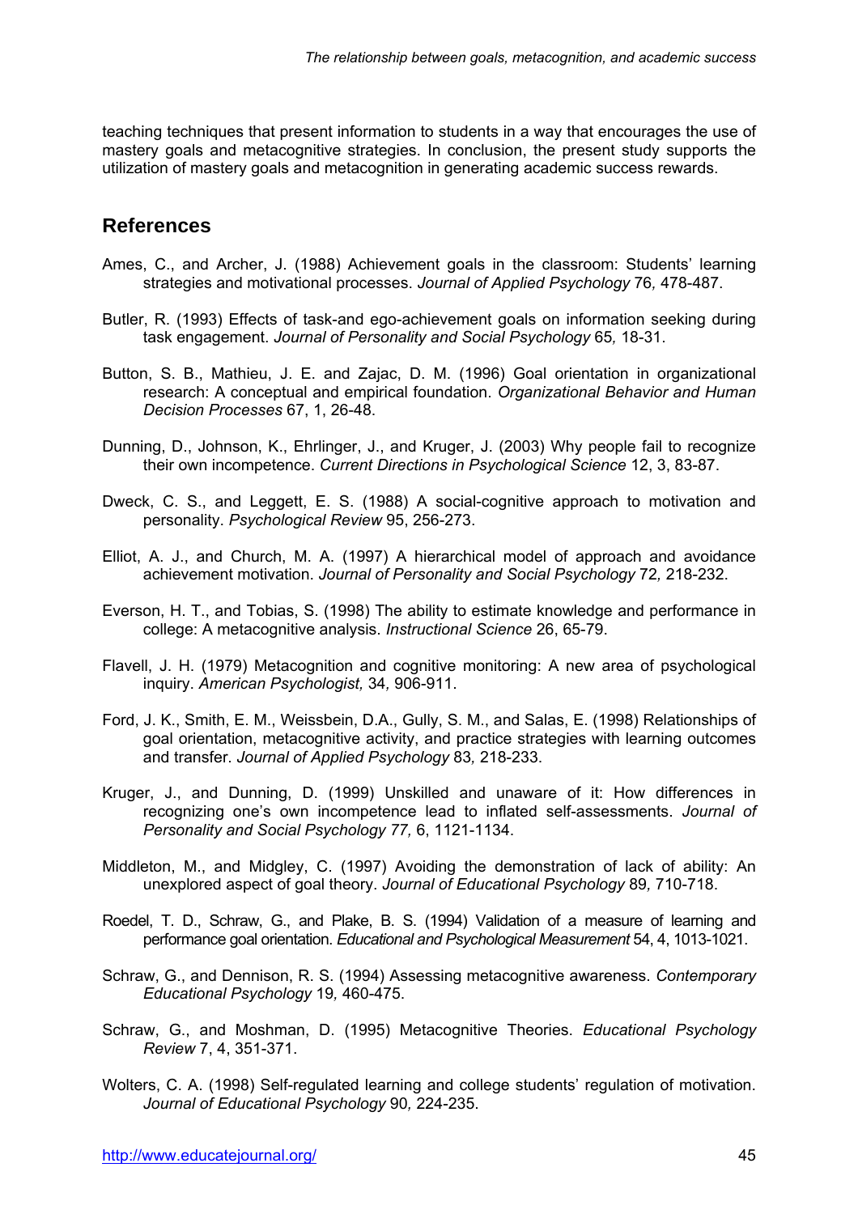teaching techniques that present information to students in a way that encourages the use of mastery goals and metacognitive strategies. In conclusion, the present study supports the utilization of mastery goals and metacognition in generating academic success rewards.

## References

Ames, C., and Archer, J. (1988) Achievement goals in the classroom: Students' learning strategies and motivational processes. *Journal of Applied Psychology* 76*,* 478-487.

Butler, R. (1993) Effects of task-and ego-achievement goals on information seeking during task engagement. *Journal of Personality and Social Psychology* 65*,* 18-31.

Button, S. B., Mathieu, J. E. and Zajac, D. M. (1996) Goal orientation in organizational research: A conceptual and empirical foundation. *Organizational Behavior and Human Decision Processes* 67, 1, 26-48.

Dunning, D., Johnson, K., Ehrlinger, J., and Kruger, J. (2003) Why people fail to recognize their own incompetence. *Current Directions in Psychological Science* 12, 3, 83-87.

Dweck, C. S., and Leggett, E. S. (1988) A social-cognitive approach to motivation and personality. *Psychological Review* 95, 256-273.

Elliot, A. J., and Church, M. A. (1997) A hierarchical model of approach and avoidance achievement motivation. *Journal of Personality and Social Psychology* 72*,* 218-232.

Everson, H. T., and Tobias, S. (1998) The ability to estimate knowledge and performance in college: A metacognitive analysis. *Instructional Science* 26, 65-79.

Flavell, J. H. (1979) Metacognition and cognitive monitoring: A new area of psychological inquiry. *American Psychologist,* 34*,* 906-911.

Ford, J. K., Smith, E. M., Weissbein, D.A., Gully, S. M., and Salas, E. (1998) Relationships of goal orientation, metacognitive activity, and practice strategies with learning outcomes and transfer. *Journal of Applied Psychology* 83*,* 218-233.

Kruger, J., and Dunning, D. (1999) Unskilled and unaware of it: How differences in recognizing one's own incompetence lead to inflated self-assessments. *Journal of Personality and Social Psychology 77,* 6, 1121-1134.

Middleton, M., and Midgley, C. (1997) Avoiding the demonstration of lack of ability: An unexplored aspect of goal theory. *Journal of Educational Psychology* 89*,* 710-718.

Roedel, T. D., Schraw, G., and Plake, B. S. (1994) Validation of a measure of learning and performance goal orientation. *Educational and Psychological Measurement* 54, 4, 1013-1021.

Schraw, G., and Dennison, R. S. (1994) Assessing metacognitive awareness. *Contemporary Educational Psychology* 19*,* 460-475.

Schraw, G., and Moshman, D. (1995) Metacognitive Theories. *Educational Psychology Review* 7, 4, 351-371.

Wolters, C. A. (1998) Self-regulated learning and college students' regulation of motivation. *Journal of Educational Psychology* 90*,* 224-235.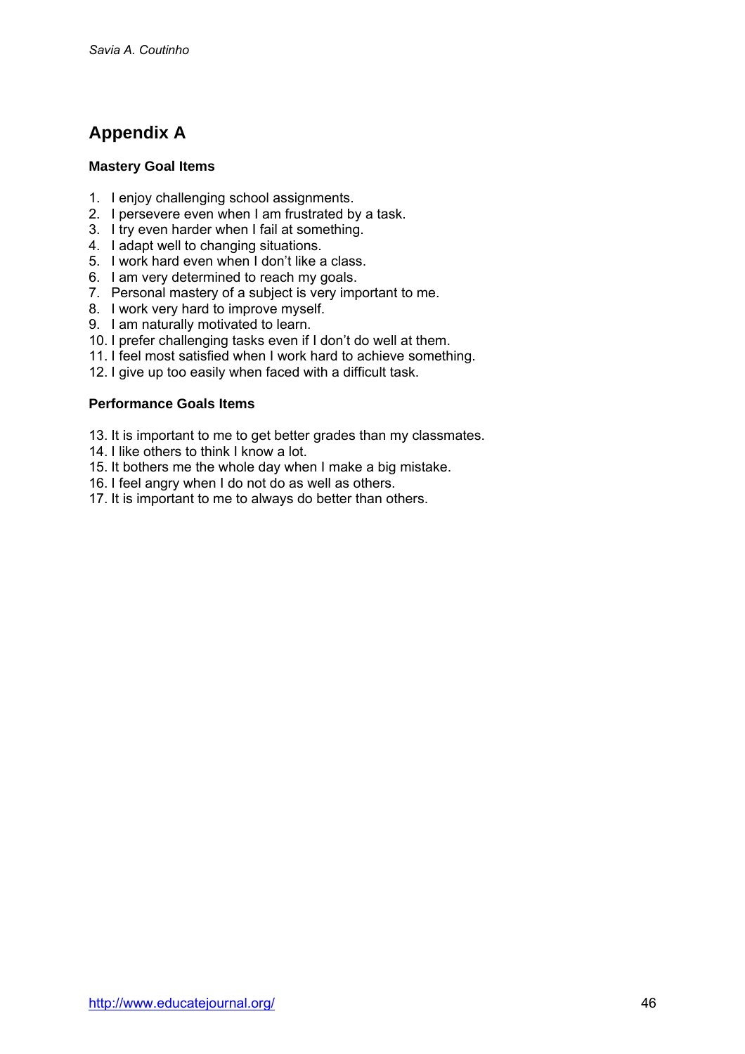## Appendix A

### Mastery Goal Items

1. I enjoy challenging school assignments.
2. I persevere even when I am frustrated by a task.
3. I try even harder when I fail at something.
4. I adapt well to changing situations.
5. I work hard even when I don't like a class.
6. I am very determined to reach my goals.
7. Personal mastery of a subject is very important to me.
8. I work very hard to improve myself.
9. I am naturally motivated to learn.
10. I prefer challenging tasks even if I don't do well at them.
11. I feel most satisfied when I work hard to achieve something.
12. I give up too easily when faced with a difficult task.

### Performance Goals Items

13. It is important to me to get better grades than my classmates.
14. I like others to think I know a lot.
15. It bothers me the whole day when I make a big mistake.
16. I feel angry when I do not do as well as others.
17. It is important to me to always do better than others.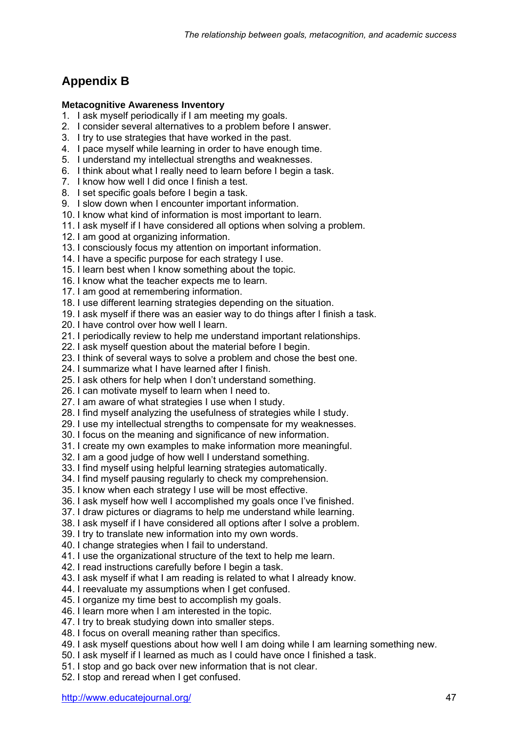## Appendix B

**Metacognitive Awareness Inventory**

1. I ask myself periodically if I am meeting my goals.
2. I consider several alternatives to a problem before I answer.
3. I try to use strategies that have worked in the past.
4. I pace myself while learning in order to have enough time.
5. I understand my intellectual strengths and weaknesses.
6. I think about what I really need to learn before I begin a task.
7. I know how well I did once I finish a test.
8. I set specific goals before I begin a task.
9. I slow down when I encounter important information.
10. I know what kind of information is most important to learn.
11. I ask myself if I have considered all options when solving a problem.
12. I am good at organizing information.
13. I consciously focus my attention on important information.
14. I have a specific purpose for each strategy I use.
15. I learn best when I know something about the topic.
16. I know what the teacher expects me to learn.
17. I am good at remembering information.
18. I use different learning strategies depending on the situation.
19. I ask myself if there was an easier way to do things after I finish a task.
20. I have control over how well I learn.
21. I periodically review to help me understand important relationships.
22. I ask myself question about the material before I begin.
23. I think of several ways to solve a problem and chose the best one.
24. I summarize what I have learned after I finish.
25. I ask others for help when I don't understand something.
26. I can motivate myself to learn when I need to.
27. I am aware of what strategies I use when I study.
28. I find myself analyzing the usefulness of strategies while I study.
29. I use my intellectual strengths to compensate for my weaknesses.
30. I focus on the meaning and significance of new information.
31. I create my own examples to make information more meaningful.
32. I am a good judge of how well I understand something.
33. I find myself using helpful learning strategies automatically.
34. I find myself pausing regularly to check my comprehension.
35. I know when each strategy I use will be most effective.
36. I ask myself how well I accomplished my goals once I've finished.
37. I draw pictures or diagrams to help me understand while learning.
38. I ask myself if I have considered all options after I solve a problem.
39. I try to translate new information into my own words.
40. I change strategies when I fail to understand.
41. I use the organizational structure of the text to help me learn.
42. I read instructions carefully before I begin a task.
43. I ask myself if what I am reading is related to what I already know.
44. I reevaluate my assumptions when I get confused.
45. I organize my time best to accomplish my goals.
46. I learn more when I am interested in the topic.
47. I try to break studying down into smaller steps.
48. I focus on overall meaning rather than specifics.
49. I ask myself questions about how well I am doing while I am learning something new.
50. I ask myself if I learned as much as I could have once I finished a task.
51. I stop and go back over new information that is not clear.
52. I stop and reread when I get confused.